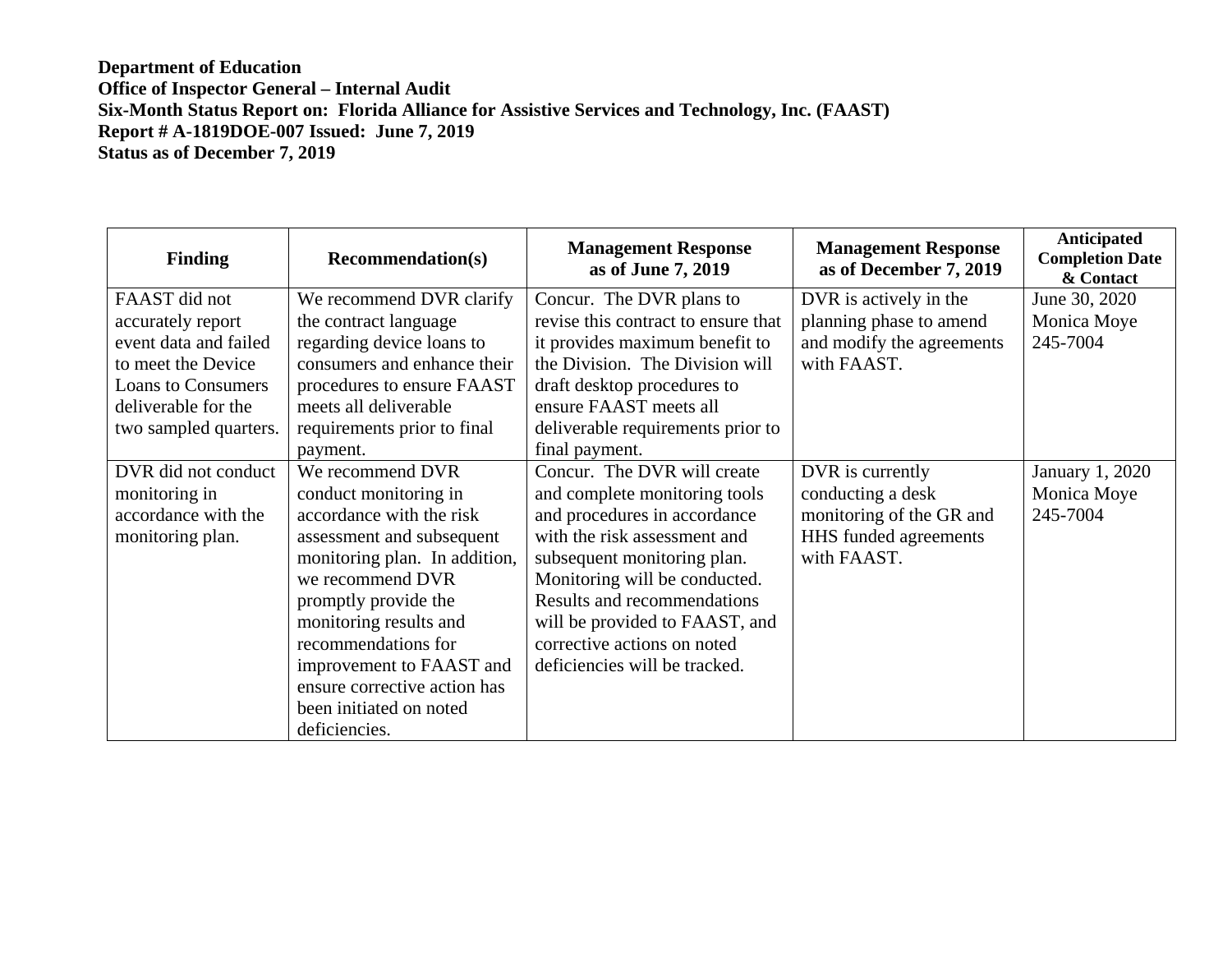**Department of Education**
**Office of Inspector General – Internal Audit**
**Six-Month Status Report on: Florida Alliance for Assistive Services and Technology, Inc. (FAAST)**
**Report # A-1819DOE-007 Issued: June 7, 2019**
**Status as of December 7, 2019**

| Finding | Recommendation(s) | Management Response as of June 7, 2019 | Management Response as of December 7, 2019 | Anticipated Completion Date & Contact |
|---|---|---|---|---|
| FAAST did not accurately report event data and failed to meet the Device Loans to Consumers deliverable for the two sampled quarters. | We recommend DVR clarify the contract language regarding device loans to consumers and enhance their procedures to ensure FAAST meets all deliverable requirements prior to final payment. | Concur. The DVR plans to revise this contract to ensure that it provides maximum benefit to the Division. The Division will draft desktop procedures to ensure FAAST meets all deliverable requirements prior to final payment. | DVR is actively in the planning phase to amend and modify the agreements with FAAST. | June 30, 2020 Monica Moye 245-7004 |
| DVR did not conduct monitoring in accordance with the monitoring plan. | We recommend DVR conduct monitoring in accordance with the risk assessment and subsequent monitoring plan. In addition, we recommend DVR promptly provide the monitoring results and recommendations for improvement to FAAST and ensure corrective action has been initiated on noted deficiencies. | Concur. The DVR will create and complete monitoring tools and procedures in accordance with the risk assessment and subsequent monitoring plan. Monitoring will be conducted. Results and recommendations will be provided to FAAST, and corrective actions on noted deficiencies will be tracked. | DVR is currently conducting a desk monitoring of the GR and HHS funded agreements with FAAST. | January 1, 2020 Monica Moye 245-7004 |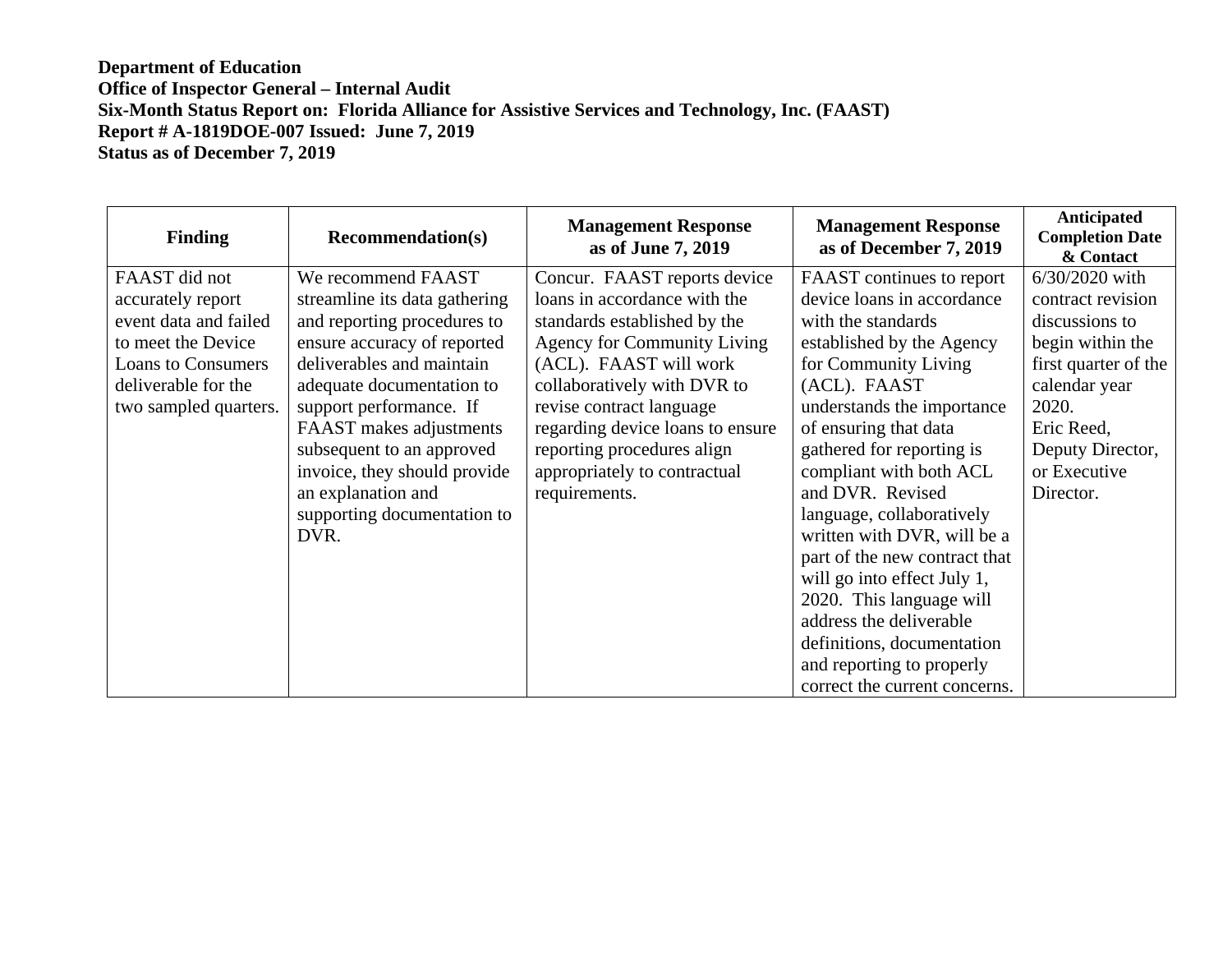**Department of Education**
**Office of Inspector General – Internal Audit**
**Six-Month Status Report on: Florida Alliance for Assistive Services and Technology, Inc. (FAAST)**
**Report # A-1819DOE-007 Issued: June 7, 2019**
**Status as of December 7, 2019**

| Finding | Recommendation(s) | Management Response as of June 7, 2019 | Management Response as of December 7, 2019 | Anticipated Completion Date & Contact |
|---|---|---|---|---|
| FAAST did not accurately report event data and failed to meet the Device Loans to Consumers deliverable for the two sampled quarters. | We recommend FAAST streamline its data gathering and reporting procedures to ensure accuracy of reported deliverables and maintain adequate documentation to support performance. If FAAST makes adjustments subsequent to an approved invoice, they should provide an explanation and supporting documentation to DVR. | Concur. FAAST reports device loans in accordance with the standards established by the Agency for Community Living (ACL). FAAST will work collaboratively with DVR to revise contract language regarding device loans to ensure reporting procedures align appropriately to contractual requirements. | FAAST continues to report device loans in accordance with the standards established by the Agency for Community Living (ACL). FAAST understands the importance of ensuring that data gathered for reporting is compliant with both ACL and DVR. Revised language, collaboratively written with DVR, will be a part of the new contract that will go into effect July 1, 2020. This language will address the deliverable definitions, documentation and reporting to properly correct the current concerns. | 6/30/2020 with contract revision discussions to begin within the first quarter of the calendar year 2020. Eric Reed, Deputy Director, or Executive Director. |